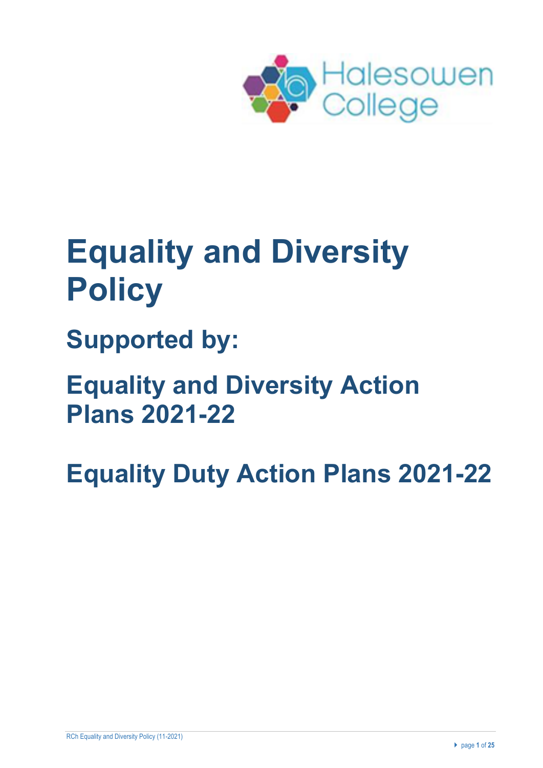# Equality and Diversity Policy

## Supported by:

## Equality and Diversity Action Plans 2021-22

## Equality Duty Action Plans 2021-22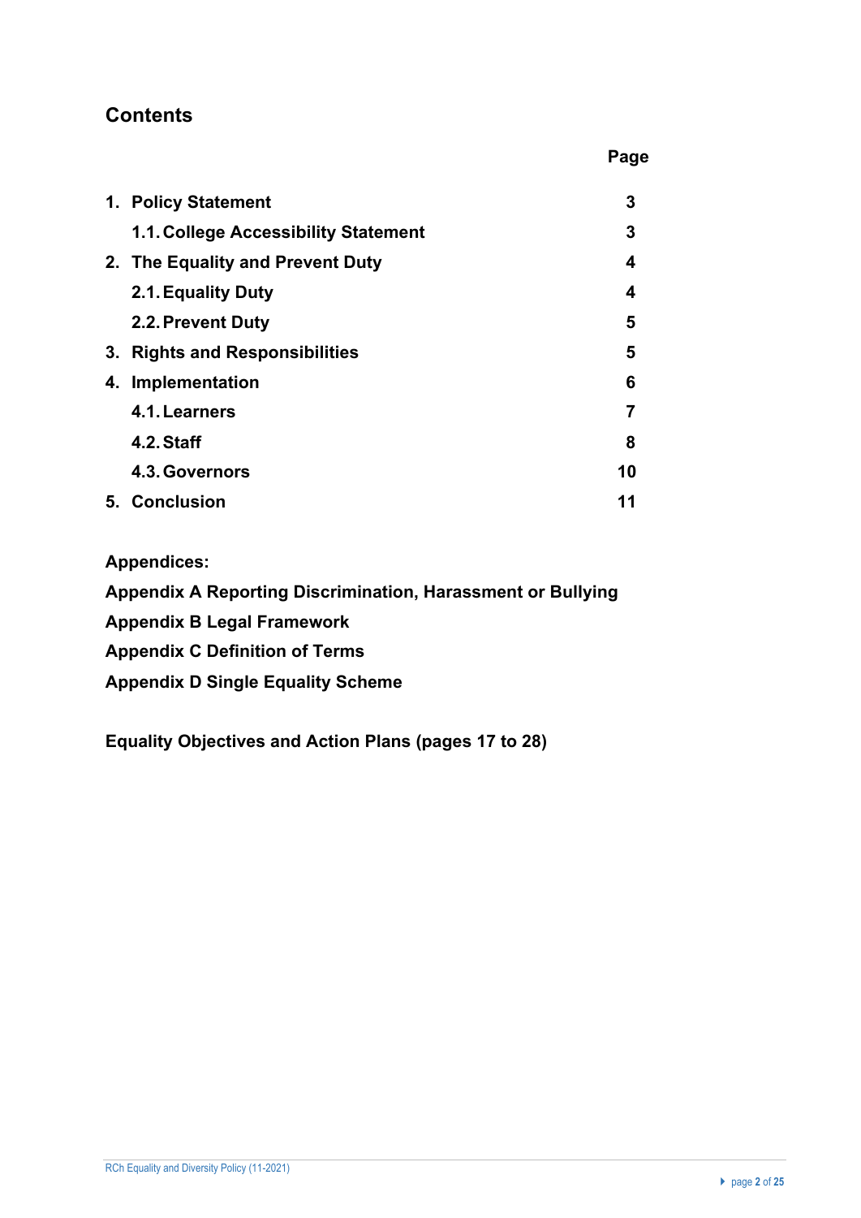## Contents

| | Page |
|---|---|
| **1. Policy Statement** | **3** |
| **1.1. College Accessibility Statement** | **3** |
| **2. The Equality and Prevent Duty** | **4** |
| **2.1. Equality Duty** | **4** |
| **2.2. Prevent Duty** | **5** |
| **3. Rights and Responsibilities** | **5** |
| **4. Implementation** | **6** |
| **4.1. Learners** | **7** |
| **4.2. Staff** | **8** |
| **4.3. Governors** | **10** |
| **5. Conclusion** | **11** |

**Appendices:**

**Appendix A Reporting Discrimination, Harassment or Bullying**

**Appendix B Legal Framework**

**Appendix C Definition of Terms**

**Appendix D Single Equality Scheme**

**Equality Objectives and Action Plans (pages 17 to 28)**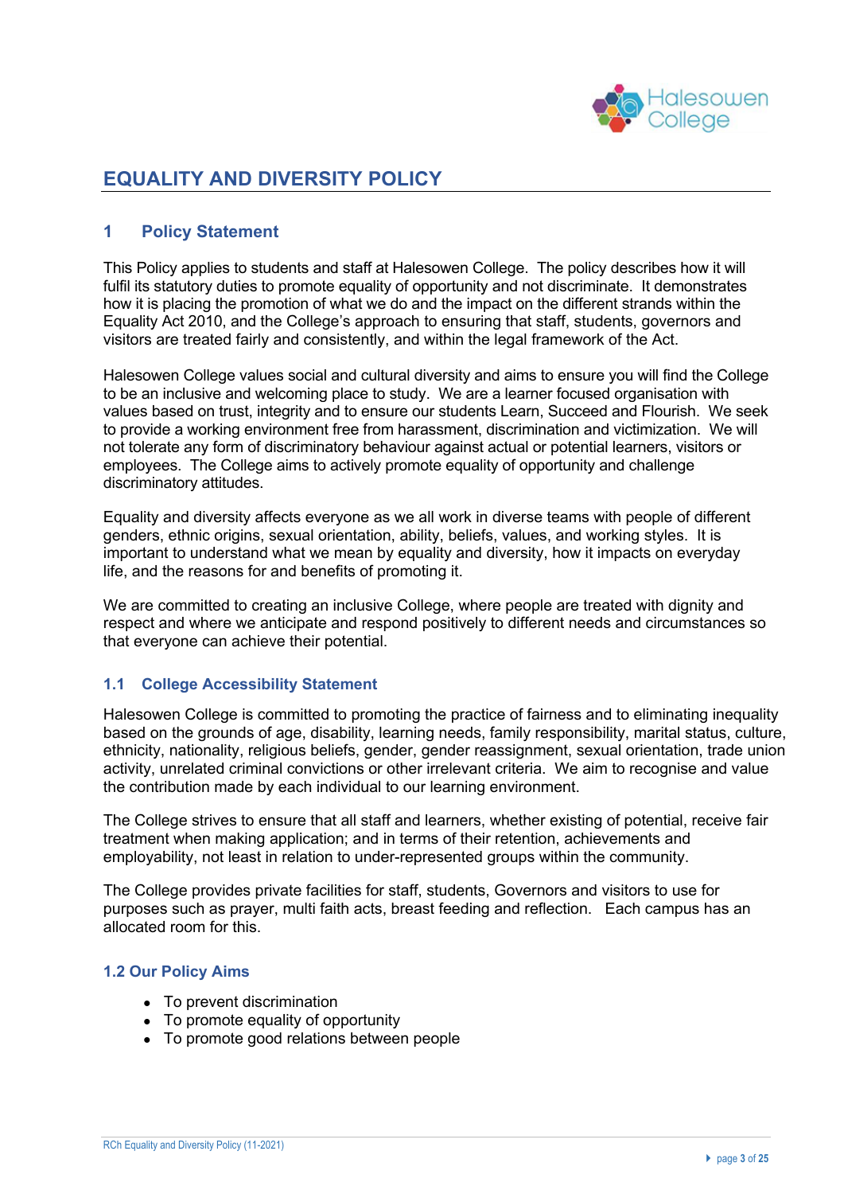# EQUALITY AND DIVERSITY POLICY

## 1 Policy Statement

This Policy applies to students and staff at Halesowen College. The policy describes how it will fulfil its statutory duties to promote equality of opportunity and not discriminate. It demonstrates how it is placing the promotion of what we do and the impact on the different strands within the Equality Act 2010, and the College's approach to ensuring that staff, students, governors and visitors are treated fairly and consistently, and within the legal framework of the Act.

Halesowen College values social and cultural diversity and aims to ensure you will find the College to be an inclusive and welcoming place to study. We are a learner focused organisation with values based on trust, integrity and to ensure our students Learn, Succeed and Flourish. We seek to provide a working environment free from harassment, discrimination and victimization. We will not tolerate any form of discriminatory behaviour against actual or potential learners, visitors or employees. The College aims to actively promote equality of opportunity and challenge discriminatory attitudes.

Equality and diversity affects everyone as we all work in diverse teams with people of different genders, ethnic origins, sexual orientation, ability, beliefs, values, and working styles. It is important to understand what we mean by equality and diversity, how it impacts on everyday life, and the reasons for and benefits of promoting it.

We are committed to creating an inclusive College, where people are treated with dignity and respect and where we anticipate and respond positively to different needs and circumstances so that everyone can achieve their potential.

### 1.1 College Accessibility Statement

Halesowen College is committed to promoting the practice of fairness and to eliminating inequality based on the grounds of age, disability, learning needs, family responsibility, marital status, culture, ethnicity, nationality, religious beliefs, gender, gender reassignment, sexual orientation, trade union activity, unrelated criminal convictions or other irrelevant criteria. We aim to recognise and value the contribution made by each individual to our learning environment.

The College strives to ensure that all staff and learners, whether existing of potential, receive fair treatment when making application; and in terms of their retention, achievements and employability, not least in relation to under-represented groups within the community.

The College provides private facilities for staff, students, Governors and visitors to use for purposes such as prayer, multi faith acts, breast feeding and reflection. Each campus has an allocated room for this.

### 1.2 Our Policy Aims

- To prevent discrimination
- To promote equality of opportunity
- To promote good relations between people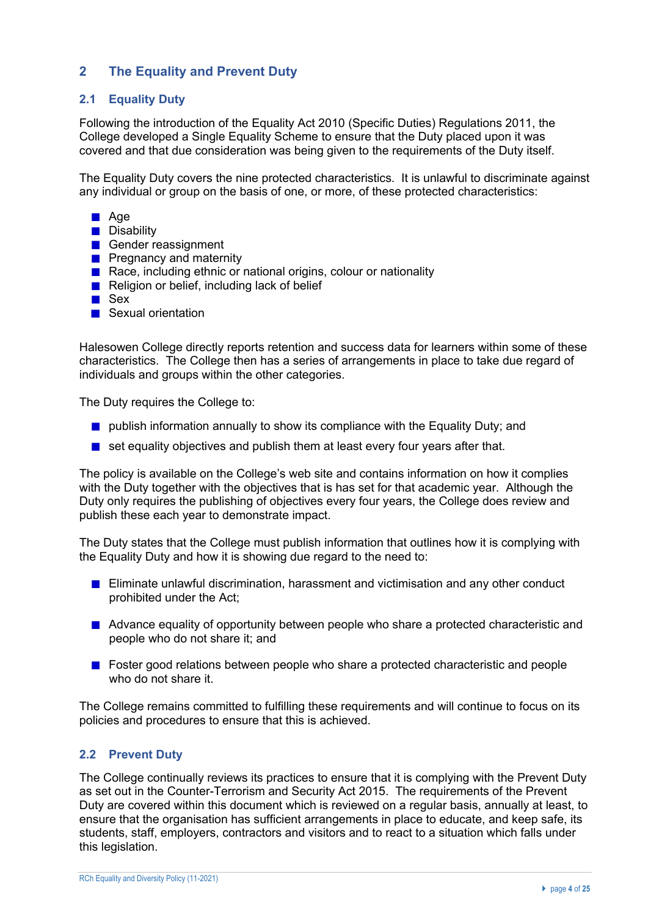## 2 The Equality and Prevent Duty

### 2.1 Equality Duty

Following the introduction of the Equality Act 2010 (Specific Duties) Regulations 2011, the College developed a Single Equality Scheme to ensure that the Duty placed upon it was covered and that due consideration was being given to the requirements of the Duty itself.

The Equality Duty covers the nine protected characteristics. It is unlawful to discriminate against any individual or group on the basis of one, or more, of these protected characteristics:

- Age
- Disability
- Gender reassignment
- Pregnancy and maternity
- Race, including ethnic or national origins, colour or nationality
- Religion or belief, including lack of belief
- Sex
- Sexual orientation

Halesowen College directly reports retention and success data for learners within some of these characteristics. The College then has a series of arrangements in place to take due regard of individuals and groups within the other categories.

The Duty requires the College to:

- publish information annually to show its compliance with the Equality Duty; and
- set equality objectives and publish them at least every four years after that.

The policy is available on the College's web site and contains information on how it complies with the Duty together with the objectives that is has set for that academic year. Although the Duty only requires the publishing of objectives every four years, the College does review and publish these each year to demonstrate impact.

The Duty states that the College must publish information that outlines how it is complying with the Equality Duty and how it is showing due regard to the need to:

- Eliminate unlawful discrimination, harassment and victimisation and any other conduct prohibited under the Act;
- Advance equality of opportunity between people who share a protected characteristic and people who do not share it; and
- Foster good relations between people who share a protected characteristic and people who do not share it.

The College remains committed to fulfilling these requirements and will continue to focus on its policies and procedures to ensure that this is achieved.

### 2.2 Prevent Duty

The College continually reviews its practices to ensure that it is complying with the Prevent Duty as set out in the Counter-Terrorism and Security Act 2015. The requirements of the Prevent Duty are covered within this document which is reviewed on a regular basis, annually at least, to ensure that the organisation has sufficient arrangements in place to educate, and keep safe, its students, staff, employers, contractors and visitors and to react to a situation which falls under this legislation.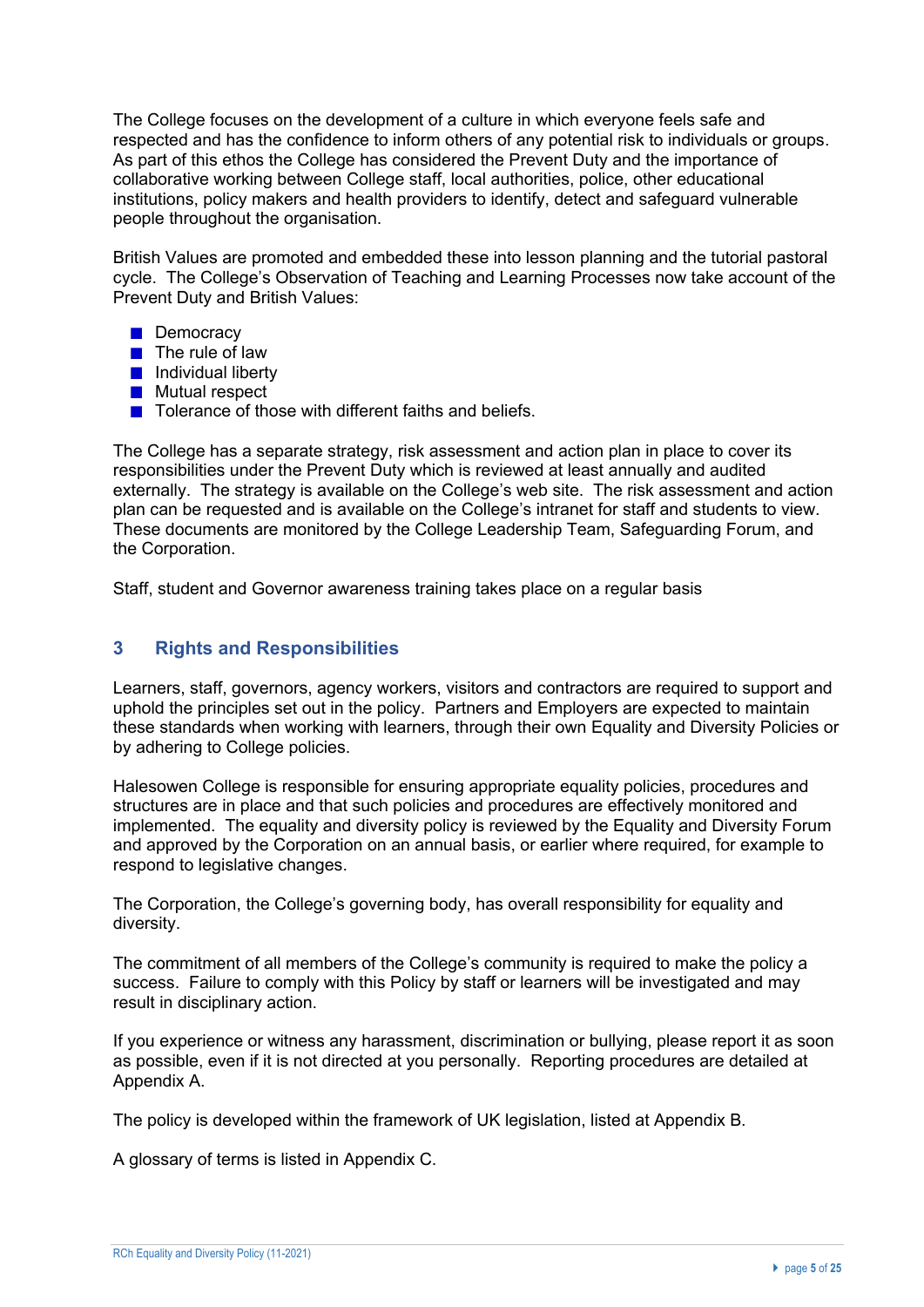The College focuses on the development of a culture in which everyone feels safe and respected and has the confidence to inform others of any potential risk to individuals or groups. As part of this ethos the College has considered the Prevent Duty and the importance of collaborative working between College staff, local authorities, police, other educational institutions, policy makers and health providers to identify, detect and safeguard vulnerable people throughout the organisation.

British Values are promoted and embedded these into lesson planning and the tutorial pastoral cycle. The College's Observation of Teaching and Learning Processes now take account of the Prevent Duty and British Values:

- Democracy
- The rule of law
- Individual liberty
- Mutual respect
- Tolerance of those with different faiths and beliefs.

The College has a separate strategy, risk assessment and action plan in place to cover its responsibilities under the Prevent Duty which is reviewed at least annually and audited externally. The strategy is available on the College's web site. The risk assessment and action plan can be requested and is available on the College's intranet for staff and students to view. These documents are monitored by the College Leadership Team, Safeguarding Forum, and the Corporation.

Staff, student and Governor awareness training takes place on a regular basis

## 3 Rights and Responsibilities

Learners, staff, governors, agency workers, visitors and contractors are required to support and uphold the principles set out in the policy. Partners and Employers are expected to maintain these standards when working with learners, through their own Equality and Diversity Policies or by adhering to College policies.

Halesowen College is responsible for ensuring appropriate equality policies, procedures and structures are in place and that such policies and procedures are effectively monitored and implemented. The equality and diversity policy is reviewed by the Equality and Diversity Forum and approved by the Corporation on an annual basis, or earlier where required, for example to respond to legislative changes.

The Corporation, the College's governing body, has overall responsibility for equality and diversity.

The commitment of all members of the College's community is required to make the policy a success. Failure to comply with this Policy by staff or learners will be investigated and may result in disciplinary action.

If you experience or witness any harassment, discrimination or bullying, please report it as soon as possible, even if it is not directed at you personally. Reporting procedures are detailed at Appendix A.

The policy is developed within the framework of UK legislation, listed at Appendix B.

A glossary of terms is listed in Appendix C.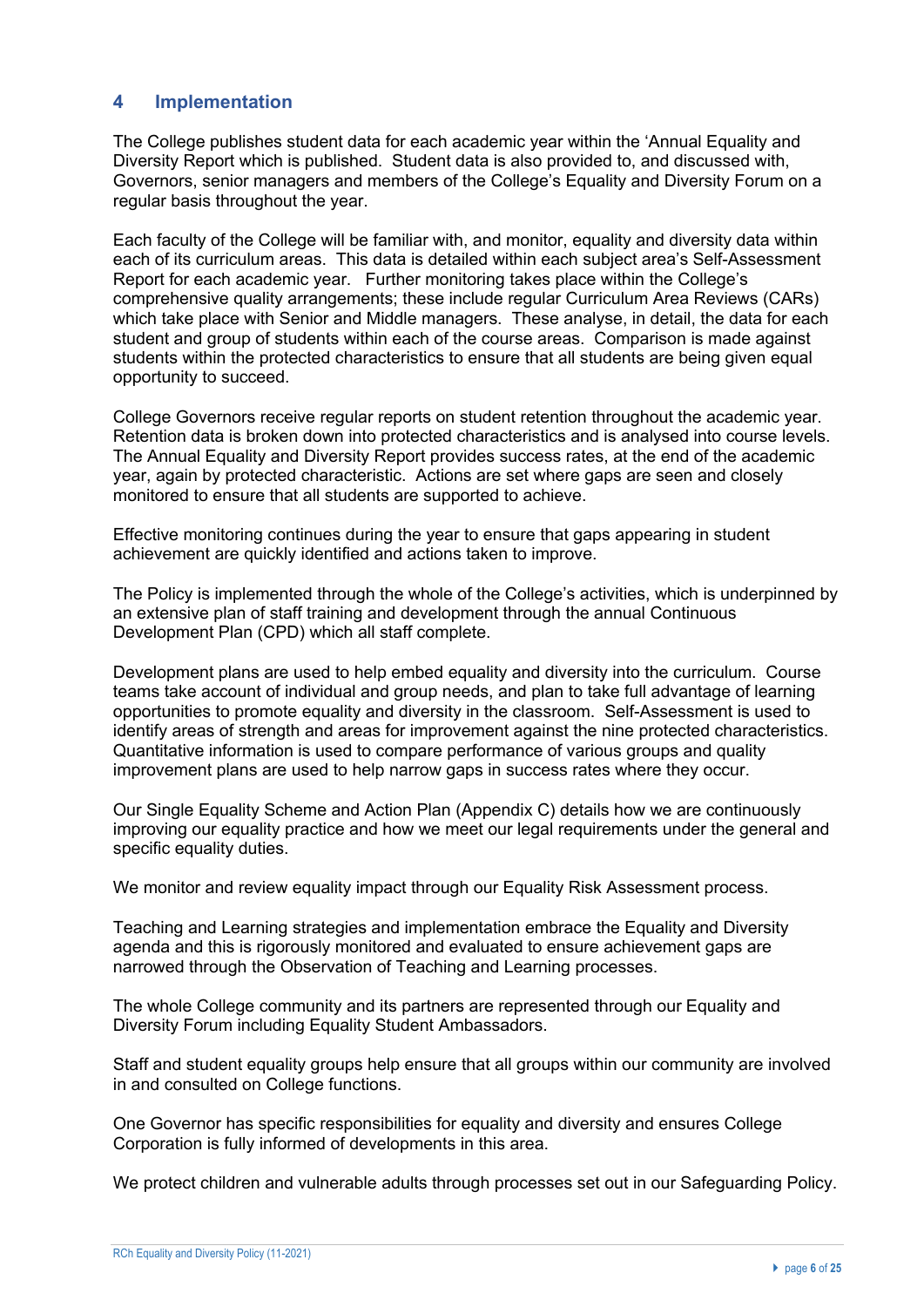## 4 Implementation

The College publishes student data for each academic year within the 'Annual Equality and Diversity Report which is published. Student data is also provided to, and discussed with, Governors, senior managers and members of the College's Equality and Diversity Forum on a regular basis throughout the year.

Each faculty of the College will be familiar with, and monitor, equality and diversity data within each of its curriculum areas. This data is detailed within each subject area's Self-Assessment Report for each academic year. Further monitoring takes place within the College's comprehensive quality arrangements; these include regular Curriculum Area Reviews (CARs) which take place with Senior and Middle managers. These analyse, in detail, the data for each student and group of students within each of the course areas. Comparison is made against students within the protected characteristics to ensure that all students are being given equal opportunity to succeed.

College Governors receive regular reports on student retention throughout the academic year. Retention data is broken down into protected characteristics and is analysed into course levels. The Annual Equality and Diversity Report provides success rates, at the end of the academic year, again by protected characteristic. Actions are set where gaps are seen and closely monitored to ensure that all students are supported to achieve.

Effective monitoring continues during the year to ensure that gaps appearing in student achievement are quickly identified and actions taken to improve.

The Policy is implemented through the whole of the College's activities, which is underpinned by an extensive plan of staff training and development through the annual Continuous Development Plan (CPD) which all staff complete.

Development plans are used to help embed equality and diversity into the curriculum. Course teams take account of individual and group needs, and plan to take full advantage of learning opportunities to promote equality and diversity in the classroom. Self-Assessment is used to identify areas of strength and areas for improvement against the nine protected characteristics. Quantitative information is used to compare performance of various groups and quality improvement plans are used to help narrow gaps in success rates where they occur.

Our Single Equality Scheme and Action Plan (Appendix C) details how we are continuously improving our equality practice and how we meet our legal requirements under the general and specific equality duties.

We monitor and review equality impact through our Equality Risk Assessment process.

Teaching and Learning strategies and implementation embrace the Equality and Diversity agenda and this is rigorously monitored and evaluated to ensure achievement gaps are narrowed through the Observation of Teaching and Learning processes.

The whole College community and its partners are represented through our Equality and Diversity Forum including Equality Student Ambassadors.

Staff and student equality groups help ensure that all groups within our community are involved in and consulted on College functions.

One Governor has specific responsibilities for equality and diversity and ensures College Corporation is fully informed of developments in this area.

We protect children and vulnerable adults through processes set out in our Safeguarding Policy.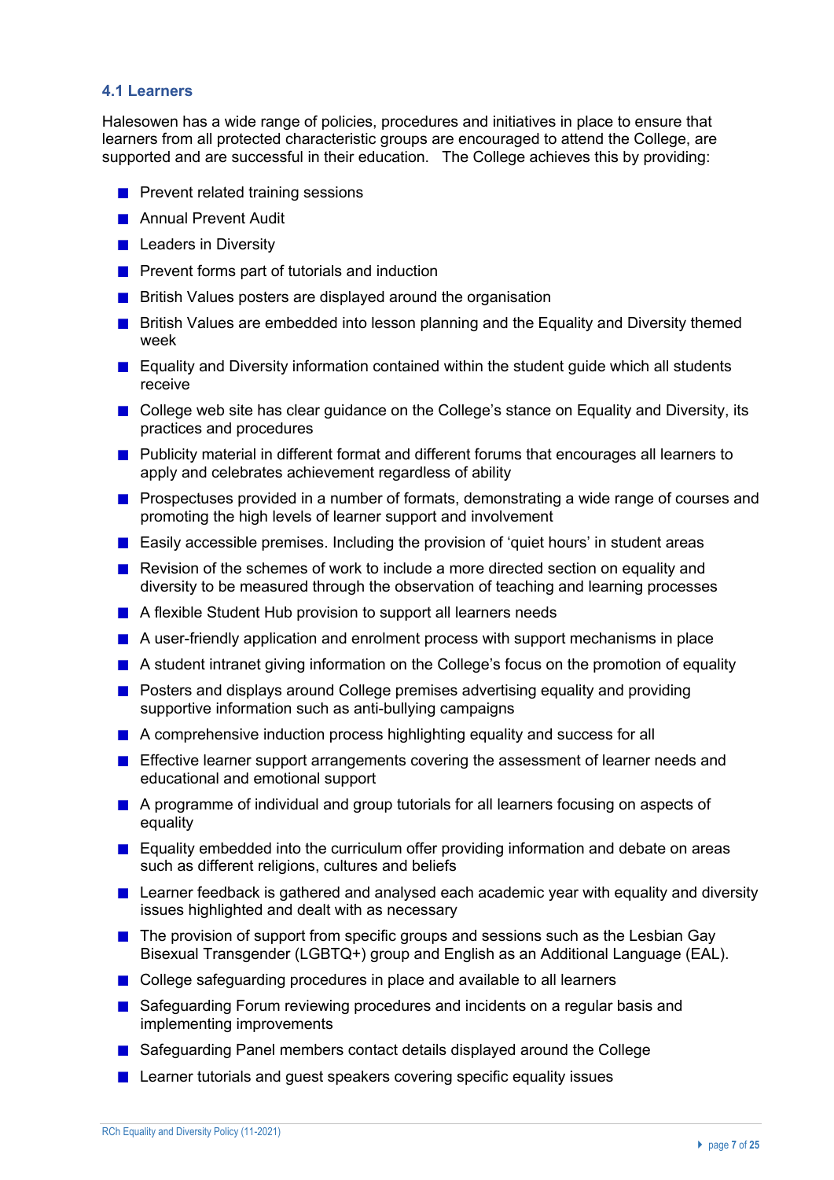### 4.1 Learners

Halesowen has a wide range of policies, procedures and initiatives in place to ensure that learners from all protected characteristic groups are encouraged to attend the College, are supported and are successful in their education. The College achieves this by providing:

- Prevent related training sessions
- Annual Prevent Audit
- Leaders in Diversity
- Prevent forms part of tutorials and induction
- British Values posters are displayed around the organisation
- British Values are embedded into lesson planning and the Equality and Diversity themed week
- Equality and Diversity information contained within the student guide which all students receive
- College web site has clear guidance on the College's stance on Equality and Diversity, its practices and procedures
- Publicity material in different format and different forums that encourages all learners to apply and celebrates achievement regardless of ability
- Prospectuses provided in a number of formats, demonstrating a wide range of courses and promoting the high levels of learner support and involvement
- Easily accessible premises. Including the provision of 'quiet hours' in student areas
- Revision of the schemes of work to include a more directed section on equality and diversity to be measured through the observation of teaching and learning processes
- A flexible Student Hub provision to support all learners needs
- A user-friendly application and enrolment process with support mechanisms in place
- A student intranet giving information on the College's focus on the promotion of equality
- Posters and displays around College premises advertising equality and providing supportive information such as anti-bullying campaigns
- A comprehensive induction process highlighting equality and success for all
- Effective learner support arrangements covering the assessment of learner needs and educational and emotional support
- A programme of individual and group tutorials for all learners focusing on aspects of equality
- Equality embedded into the curriculum offer providing information and debate on areas such as different religions, cultures and beliefs
- Learner feedback is gathered and analysed each academic year with equality and diversity issues highlighted and dealt with as necessary
- The provision of support from specific groups and sessions such as the Lesbian Gay Bisexual Transgender (LGBTQ+) group and English as an Additional Language (EAL).
- College safeguarding procedures in place and available to all learners
- Safeguarding Forum reviewing procedures and incidents on a regular basis and implementing improvements
- Safeguarding Panel members contact details displayed around the College
- Learner tutorials and guest speakers covering specific equality issues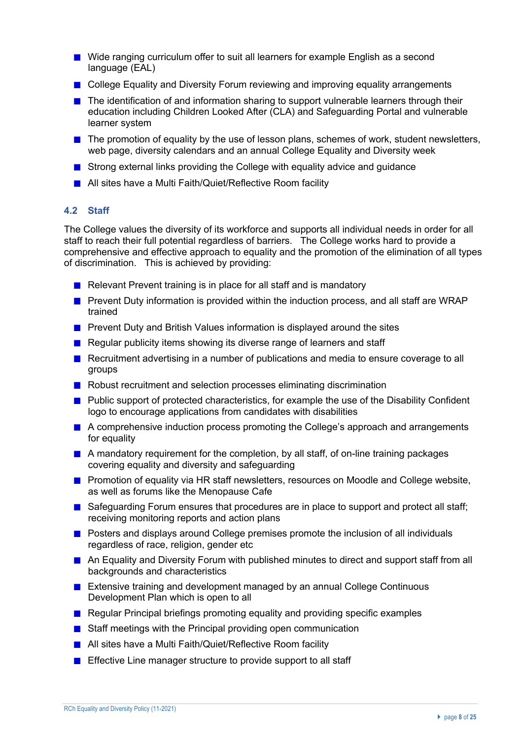- Wide ranging curriculum offer to suit all learners for example English as a second language (EAL)
- College Equality and Diversity Forum reviewing and improving equality arrangements
- The identification of and information sharing to support vulnerable learners through their education including Children Looked After (CLA) and Safeguarding Portal and vulnerable learner system
- The promotion of equality by the use of lesson plans, schemes of work, student newsletters, web page, diversity calendars and an annual College Equality and Diversity week
- Strong external links providing the College with equality advice and guidance
- All sites have a Multi Faith/Quiet/Reflective Room facility

### 4.2 Staff

The College values the diversity of its workforce and supports all individual needs in order for all staff to reach their full potential regardless of barriers. The College works hard to provide a comprehensive and effective approach to equality and the promotion of the elimination of all types of discrimination. This is achieved by providing:

- Relevant Prevent training is in place for all staff and is mandatory
- Prevent Duty information is provided within the induction process, and all staff are WRAP trained
- Prevent Duty and British Values information is displayed around the sites
- Regular publicity items showing its diverse range of learners and staff
- Recruitment advertising in a number of publications and media to ensure coverage to all groups
- Robust recruitment and selection processes eliminating discrimination
- Public support of protected characteristics, for example the use of the Disability Confident logo to encourage applications from candidates with disabilities
- A comprehensive induction process promoting the College's approach and arrangements for equality
- A mandatory requirement for the completion, by all staff, of on-line training packages covering equality and diversity and safeguarding
- Promotion of equality via HR staff newsletters, resources on Moodle and College website, as well as forums like the Menopause Cafe
- Safeguarding Forum ensures that procedures are in place to support and protect all staff; receiving monitoring reports and action plans
- Posters and displays around College premises promote the inclusion of all individuals regardless of race, religion, gender etc
- An Equality and Diversity Forum with published minutes to direct and support staff from all backgrounds and characteristics
- Extensive training and development managed by an annual College Continuous Development Plan which is open to all
- Regular Principal briefings promoting equality and providing specific examples
- Staff meetings with the Principal providing open communication
- All sites have a Multi Faith/Quiet/Reflective Room facility
- Effective Line manager structure to provide support to all staff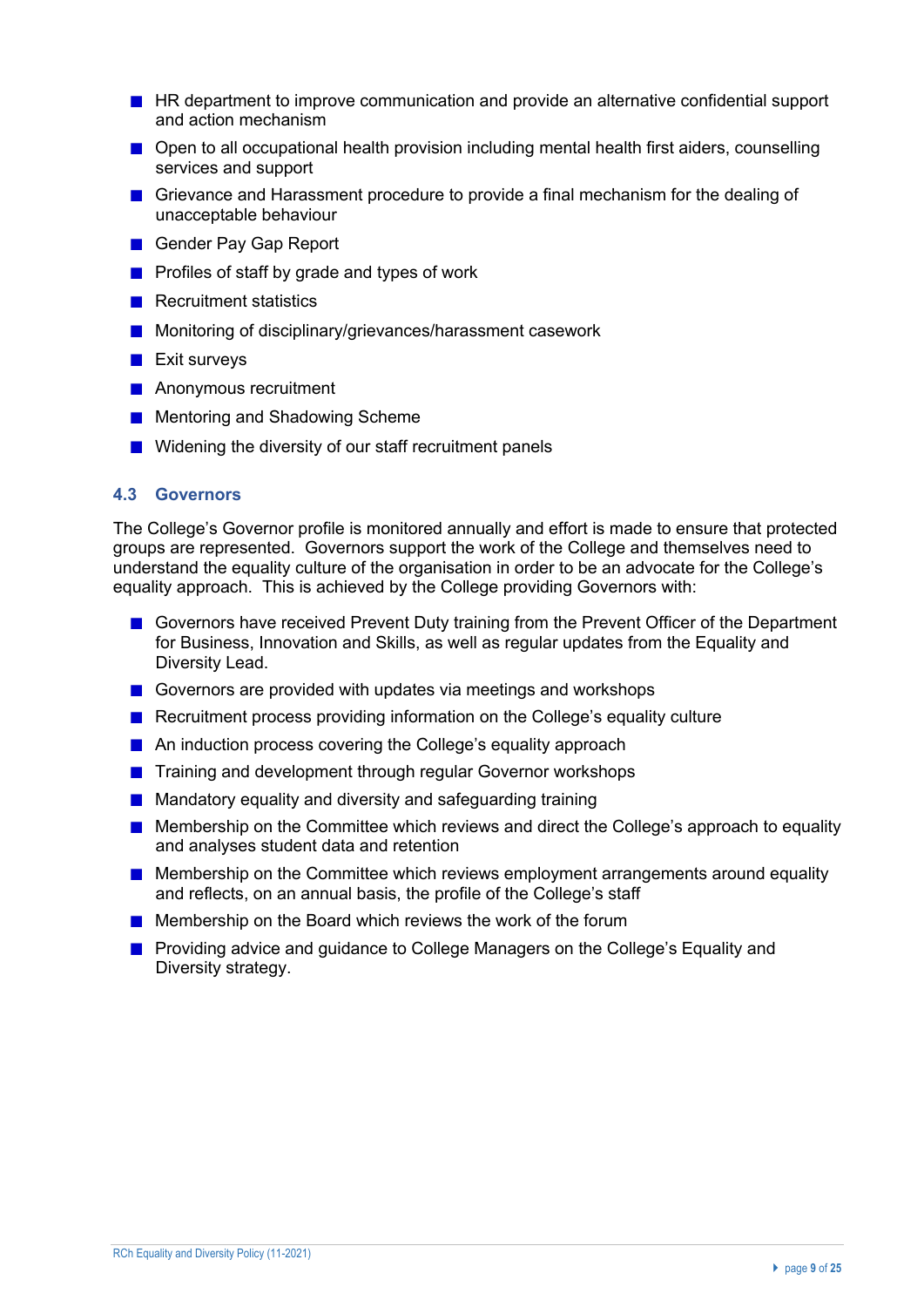- HR department to improve communication and provide an alternative confidential support and action mechanism
- Open to all occupational health provision including mental health first aiders, counselling services and support
- Grievance and Harassment procedure to provide a final mechanism for the dealing of unacceptable behaviour
- Gender Pay Gap Report
- Profiles of staff by grade and types of work
- Recruitment statistics
- Monitoring of disciplinary/grievances/harassment casework
- Exit surveys
- Anonymous recruitment
- Mentoring and Shadowing Scheme
- Widening the diversity of our staff recruitment panels

### 4.3 Governors

The College's Governor profile is monitored annually and effort is made to ensure that protected groups are represented. Governors support the work of the College and themselves need to understand the equality culture of the organisation in order to be an advocate for the College's equality approach. This is achieved by the College providing Governors with:

- Governors have received Prevent Duty training from the Prevent Officer of the Department for Business, Innovation and Skills, as well as regular updates from the Equality and Diversity Lead.
- Governors are provided with updates via meetings and workshops
- Recruitment process providing information on the College's equality culture
- An induction process covering the College's equality approach
- Training and development through regular Governor workshops
- Mandatory equality and diversity and safeguarding training
- Membership on the Committee which reviews and direct the College's approach to equality and analyses student data and retention
- Membership on the Committee which reviews employment arrangements around equality and reflects, on an annual basis, the profile of the College's staff
- Membership on the Board which reviews the work of the forum
- Providing advice and guidance to College Managers on the College's Equality and Diversity strategy.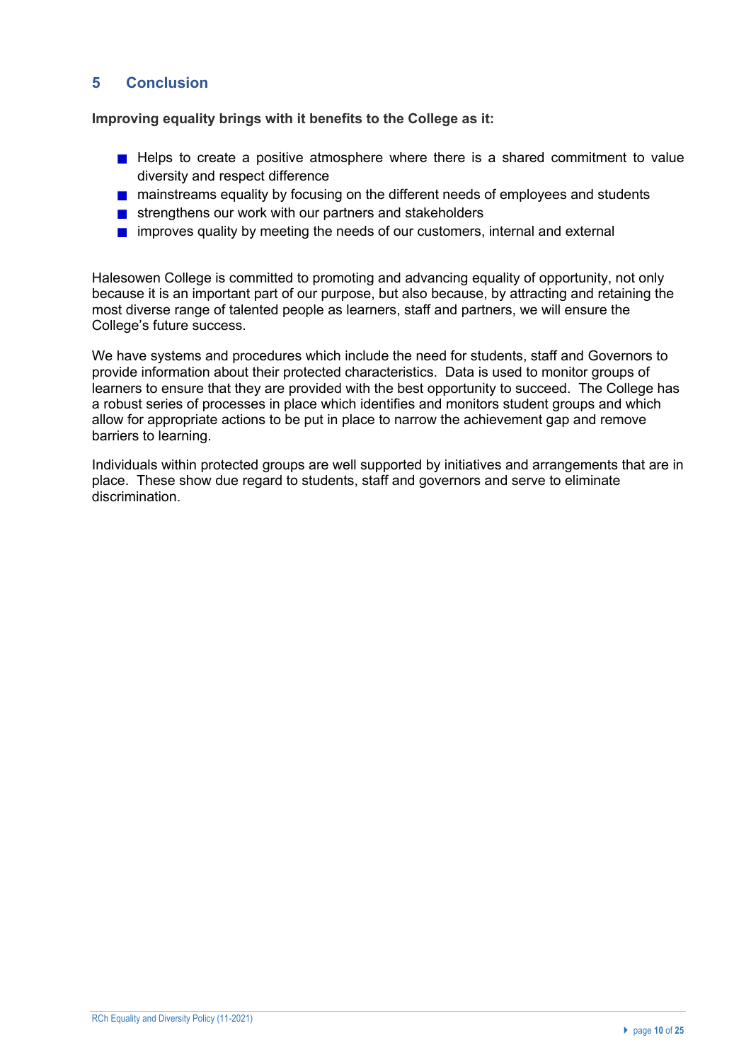## 5 Conclusion

**Improving equality brings with it benefits to the College as it:**

- Helps to create a positive atmosphere where there is a shared commitment to value diversity and respect difference
- mainstreams equality by focusing on the different needs of employees and students
- strengthens our work with our partners and stakeholders
- improves quality by meeting the needs of our customers, internal and external

Halesowen College is committed to promoting and advancing equality of opportunity, not only because it is an important part of our purpose, but also because, by attracting and retaining the most diverse range of talented people as learners, staff and partners, we will ensure the College's future success.

We have systems and procedures which include the need for students, staff and Governors to provide information about their protected characteristics. Data is used to monitor groups of learners to ensure that they are provided with the best opportunity to succeed. The College has a robust series of processes in place which identifies and monitors student groups and which allow for appropriate actions to be put in place to narrow the achievement gap and remove barriers to learning.

Individuals within protected groups are well supported by initiatives and arrangements that are in place. These show due regard to students, staff and governors and serve to eliminate discrimination.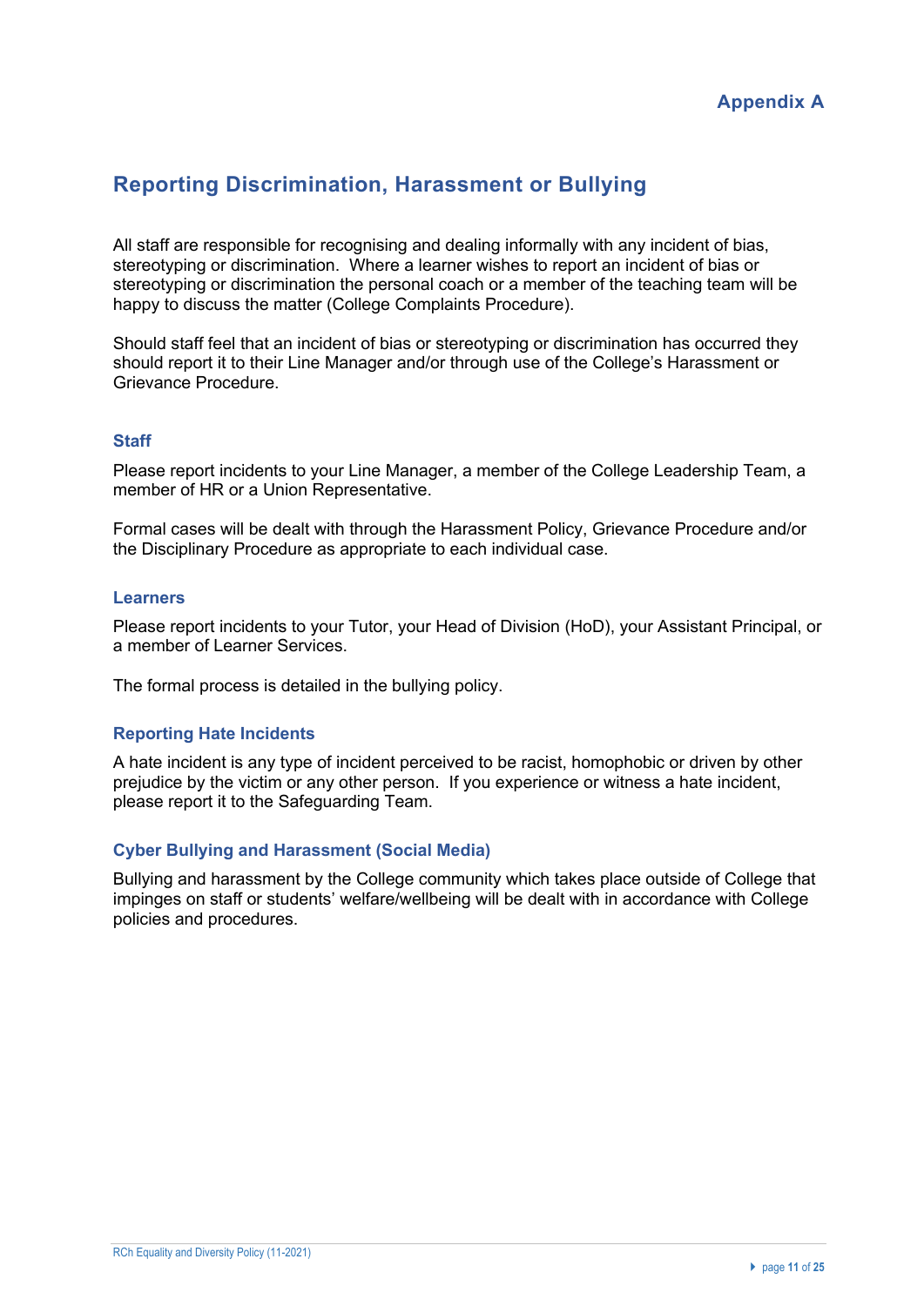Appendix A

## Reporting Discrimination, Harassment or Bullying

All staff are responsible for recognising and dealing informally with any incident of bias, stereotyping or discrimination. Where a learner wishes to report an incident of bias or stereotyping or discrimination the personal coach or a member of the teaching team will be happy to discuss the matter (College Complaints Procedure).

Should staff feel that an incident of bias or stereotyping or discrimination has occurred they should report it to their Line Manager and/or through use of the College's Harassment or Grievance Procedure.

### Staff

Please report incidents to your Line Manager, a member of the College Leadership Team, a member of HR or a Union Representative.

Formal cases will be dealt with through the Harassment Policy, Grievance Procedure and/or the Disciplinary Procedure as appropriate to each individual case.

### Learners

Please report incidents to your Tutor, your Head of Division (HoD), your Assistant Principal, or a member of Learner Services.

The formal process is detailed in the bullying policy.

### Reporting Hate Incidents

A hate incident is any type of incident perceived to be racist, homophobic or driven by other prejudice by the victim or any other person. If you experience or witness a hate incident, please report it to the Safeguarding Team.

### Cyber Bullying and Harassment (Social Media)

Bullying and harassment by the College community which takes place outside of College that impinges on staff or students' welfare/wellbeing will be dealt with in accordance with College policies and procedures.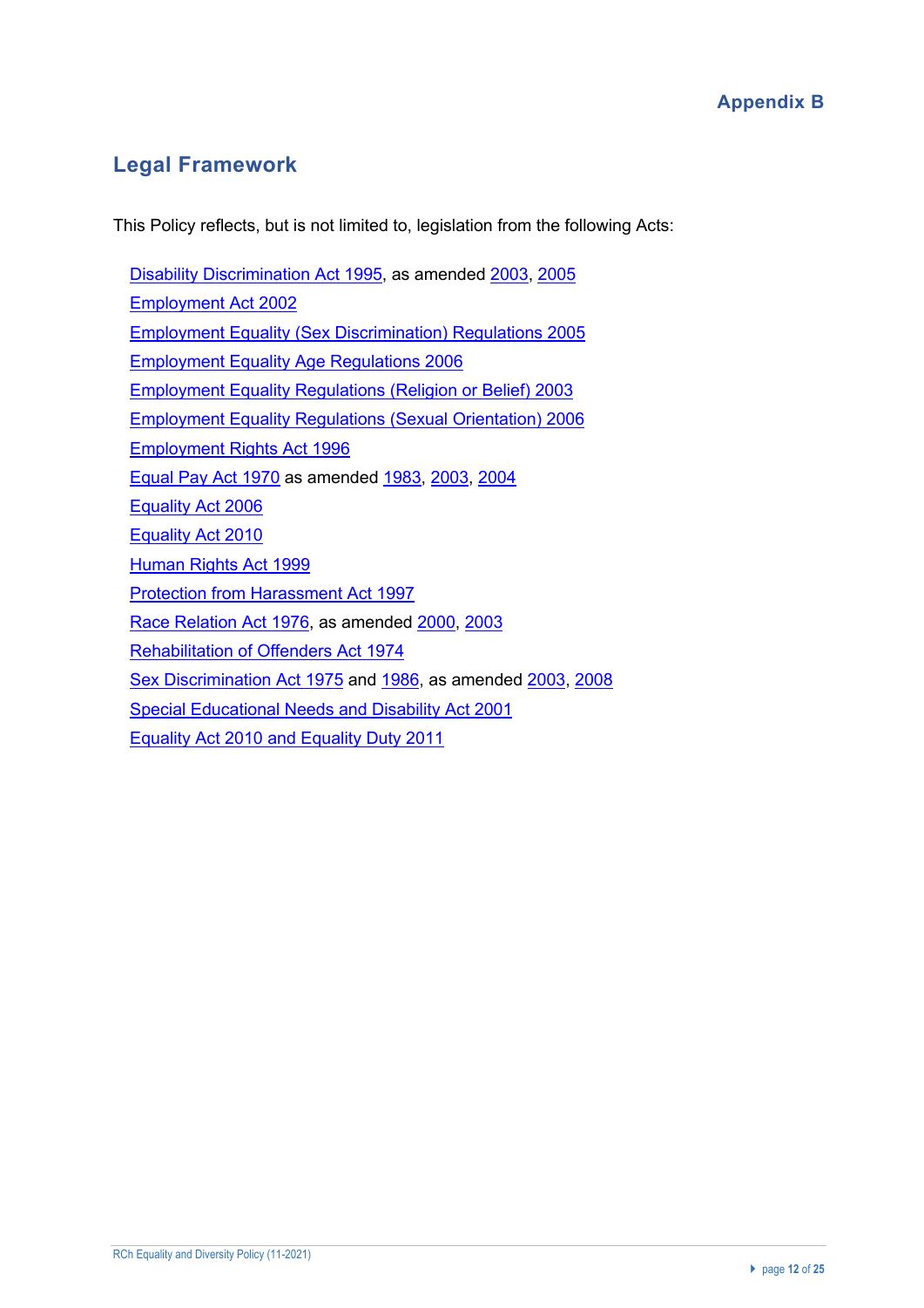Appendix B

## Legal Framework

This Policy reflects, but is not limited to, legislation from the following Acts:

- Disability Discrimination Act 1995, as amended 2003, 2005
- Employment Act 2002
- Employment Equality (Sex Discrimination) Regulations 2005
- Employment Equality Age Regulations 2006
- Employment Equality Regulations (Religion or Belief) 2003
- Employment Equality Regulations (Sexual Orientation) 2006
- Employment Rights Act 1996
- Equal Pay Act 1970 as amended 1983, 2003, 2004
- Equality Act 2006
- Equality Act 2010
- Human Rights Act 1999
- Protection from Harassment Act 1997
- Race Relation Act 1976, as amended 2000, 2003
- Rehabilitation of Offenders Act 1974
- Sex Discrimination Act 1975 and 1986, as amended 2003, 2008
- Special Educational Needs and Disability Act 2001
- Equality Act 2010 and Equality Duty 2011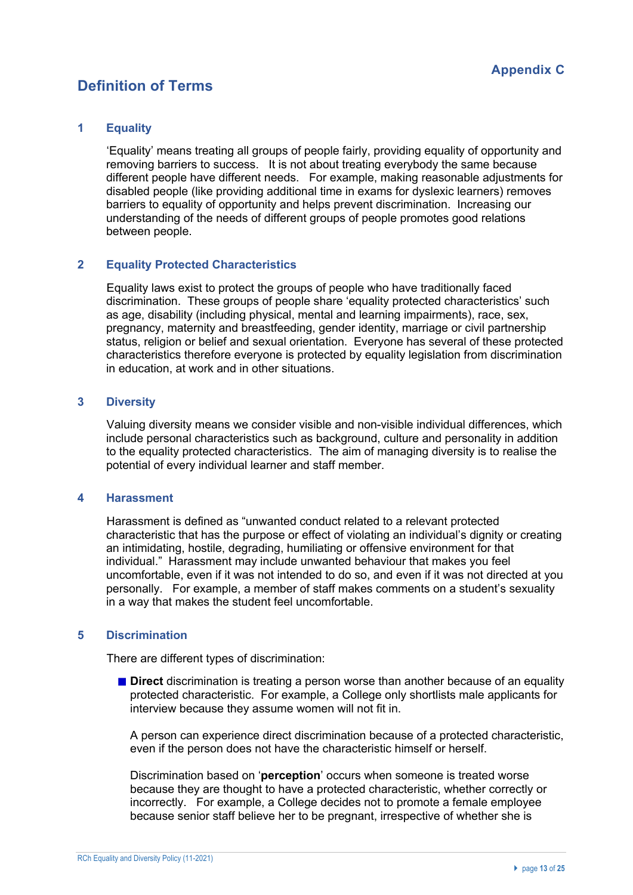## Appendix C

# Definition of Terms

### 1 Equality

'Equality' means treating all groups of people fairly, providing equality of opportunity and removing barriers to success. It is not about treating everybody the same because different people have different needs. For example, making reasonable adjustments for disabled people (like providing additional time in exams for dyslexic learners) removes barriers to equality of opportunity and helps prevent discrimination. Increasing our understanding of the needs of different groups of people promotes good relations between people.

### 2 Equality Protected Characteristics

Equality laws exist to protect the groups of people who have traditionally faced discrimination. These groups of people share 'equality protected characteristics' such as age, disability (including physical, mental and learning impairments), race, sex, pregnancy, maternity and breastfeeding, gender identity, marriage or civil partnership status, religion or belief and sexual orientation. Everyone has several of these protected characteristics therefore everyone is protected by equality legislation from discrimination in education, at work and in other situations.

### 3 Diversity

Valuing diversity means we consider visible and non-visible individual differences, which include personal characteristics such as background, culture and personality in addition to the equality protected characteristics. The aim of managing diversity is to realise the potential of every individual learner and staff member.

### 4 Harassment

Harassment is defined as "unwanted conduct related to a relevant protected characteristic that has the purpose or effect of violating an individual's dignity or creating an intimidating, hostile, degrading, humiliating or offensive environment for that individual." Harassment may include unwanted behaviour that makes you feel uncomfortable, even if it was not intended to do so, and even if it was not directed at you personally. For example, a member of staff makes comments on a student's sexuality in a way that makes the student feel uncomfortable.

### 5 Discrimination

There are different types of discrimination:

- **Direct** discrimination is treating a person worse than another because of an equality protected characteristic. For example, a College only shortlists male applicants for interview because they assume women will not fit in.

  A person can experience direct discrimination because of a protected characteristic, even if the person does not have the characteristic himself or herself.

  Discrimination based on '**perception**' occurs when someone is treated worse because they are thought to have a protected characteristic, whether correctly or incorrectly. For example, a College decides not to promote a female employee because senior staff believe her to be pregnant, irrespective of whether she is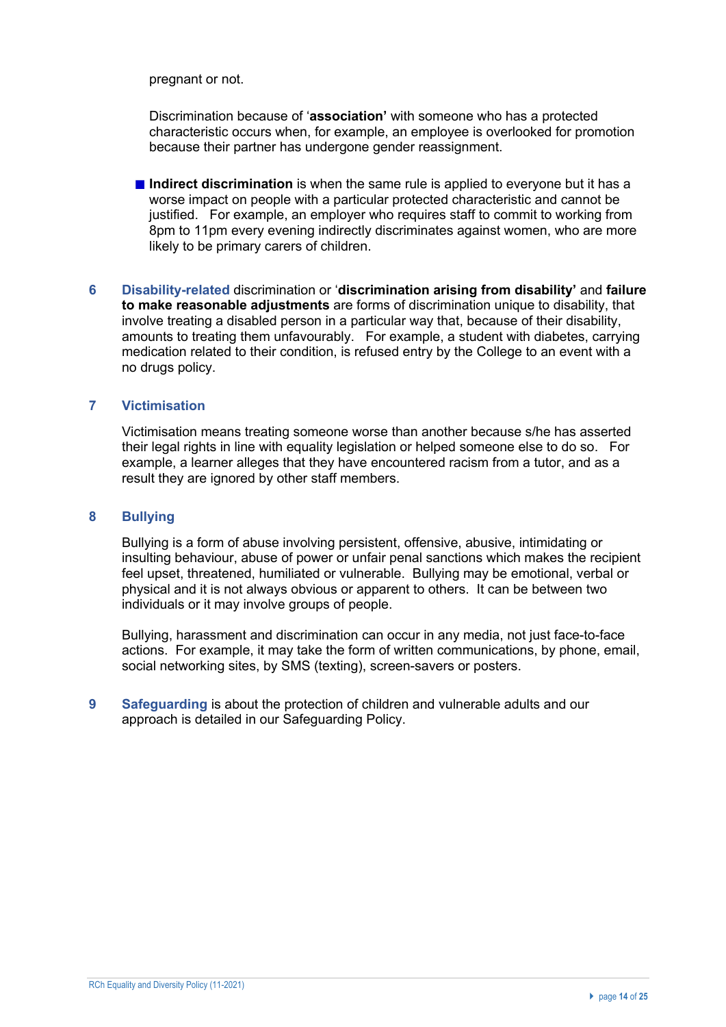pregnant or not.

Discrimination because of '**association'** with someone who has a protected characteristic occurs when, for example, an employee is overlooked for promotion because their partner has undergone gender reassignment.

- **Indirect discrimination** is when the same rule is applied to everyone but it has a worse impact on people with a particular protected characteristic and cannot be justified. For example, an employer who requires staff to commit to working from 8pm to 11pm every evening indirectly discriminates against women, who are more likely to be primary carers of children.

**6** **Disability-related** discrimination or '**discrimination arising from disability'** and **failure to make reasonable adjustments** are forms of discrimination unique to disability, that involve treating a disabled person in a particular way that, because of their disability, amounts to treating them unfavourably. For example, a student with diabetes, carrying medication related to their condition, is refused entry by the College to an event with a no drugs policy.

## 7 Victimisation

Victimisation means treating someone worse than another because s/he has asserted their legal rights in line with equality legislation or helped someone else to do so. For example, a learner alleges that they have encountered racism from a tutor, and as a result they are ignored by other staff members.

## 8 Bullying

Bullying is a form of abuse involving persistent, offensive, abusive, intimidating or insulting behaviour, abuse of power or unfair penal sanctions which makes the recipient feel upset, threatened, humiliated or vulnerable. Bullying may be emotional, verbal or physical and it is not always obvious or apparent to others. It can be between two individuals or it may involve groups of people.

Bullying, harassment and discrimination can occur in any media, not just face-to-face actions. For example, it may take the form of written communications, by phone, email, social networking sites, by SMS (texting), screen-savers or posters.

**9** **Safeguarding** is about the protection of children and vulnerable adults and our approach is detailed in our Safeguarding Policy.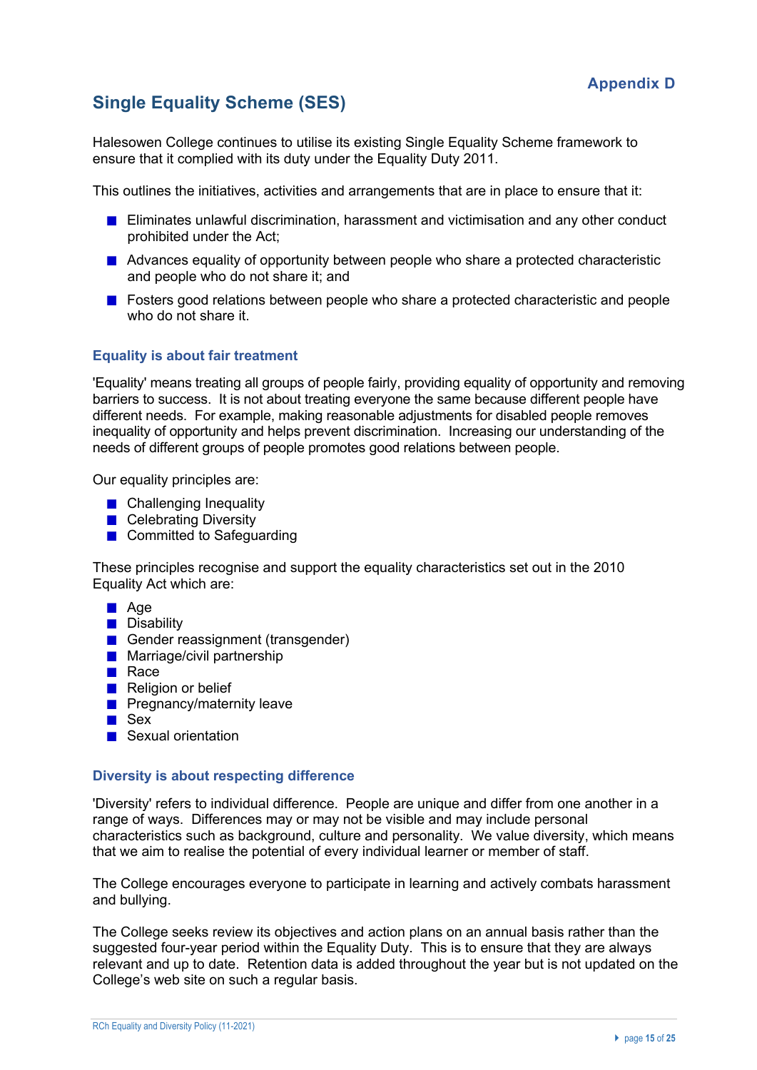Appendix D

# Single Equality Scheme (SES)

Halesowen College continues to utilise its existing Single Equality Scheme framework to ensure that it complied with its duty under the Equality Duty 2011.

This outlines the initiatives, activities and arrangements that are in place to ensure that it:

- Eliminates unlawful discrimination, harassment and victimisation and any other conduct prohibited under the Act;
- Advances equality of opportunity between people who share a protected characteristic and people who do not share it; and
- Fosters good relations between people who share a protected characteristic and people who do not share it.

## Equality is about fair treatment

'Equality' means treating all groups of people fairly, providing equality of opportunity and removing barriers to success. It is not about treating everyone the same because different people have different needs. For example, making reasonable adjustments for disabled people removes inequality of opportunity and helps prevent discrimination. Increasing our understanding of the needs of different groups of people promotes good relations between people.

Our equality principles are:

- Challenging Inequality
- Celebrating Diversity
- Committed to Safeguarding

These principles recognise and support the equality characteristics set out in the 2010 Equality Act which are:

- Age
- Disability
- Gender reassignment (transgender)
- Marriage/civil partnership
- Race
- Religion or belief
- Pregnancy/maternity leave
- Sex
- Sexual orientation

## Diversity is about respecting difference

'Diversity' refers to individual difference. People are unique and differ from one another in a range of ways. Differences may or may not be visible and may include personal characteristics such as background, culture and personality. We value diversity, which means that we aim to realise the potential of every individual learner or member of staff.

The College encourages everyone to participate in learning and actively combats harassment and bullying.

The College seeks review its objectives and action plans on an annual basis rather than the suggested four-year period within the Equality Duty. This is to ensure that they are always relevant and up to date. Retention data is added throughout the year but is not updated on the College's web site on such a regular basis.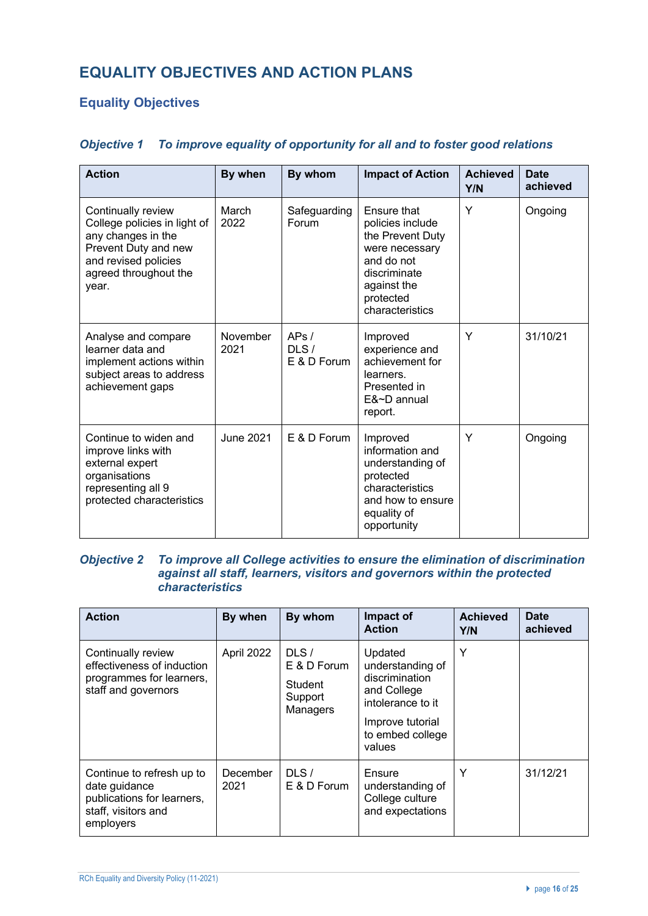## EQUALITY OBJECTIVES AND ACTION PLANS

### Equality Objectives

#### *Objective 1 To improve equality of opportunity for all and to foster good relations*

| Action | By when | By whom | Impact of Action | Achieved Y/N | Date achieved |
|---|---|---|---|---|---|
| Continually review College policies in light of any changes in the Prevent Duty and new and revised policies agreed throughout the year. | March 2022 | Safeguarding Forum | Ensure that policies include the Prevent Duty were necessary and do not discriminate against the protected characteristics | Y | Ongoing |
| Analyse and compare learner data and implement actions within subject areas to address achievement gaps | November 2021 | APs / DLS / E & D Forum | Improved experience and achievement for learners. Presented in E&~D annual report. | Y | 31/10/21 |
| Continue to widen and improve links with external expert organisations representing all 9 protected characteristics | June 2021 | E & D Forum | Improved information and understanding of protected characteristics and how to ensure equality of opportunity | Y | Ongoing |

#### *Objective 2 To improve all College activities to ensure the elimination of discrimination against all staff, learners, visitors and governors within the protected characteristics*

| Action | By when | By whom | Impact of Action | Achieved Y/N | Date achieved |
|---|---|---|---|---|---|
| Continually review effectiveness of induction programmes for learners, staff and governors | April 2022 | DLS / E & D Forum<br>Student Support Managers | Updated understanding of discrimination and College intolerance to it<br>Improve tutorial to embed college values | Y | |
| Continue to refresh up to date guidance publications for learners, staff, visitors and employers | December 2021 | DLS / E & D Forum | Ensure understanding of College culture and expectations | Y | 31/12/21 |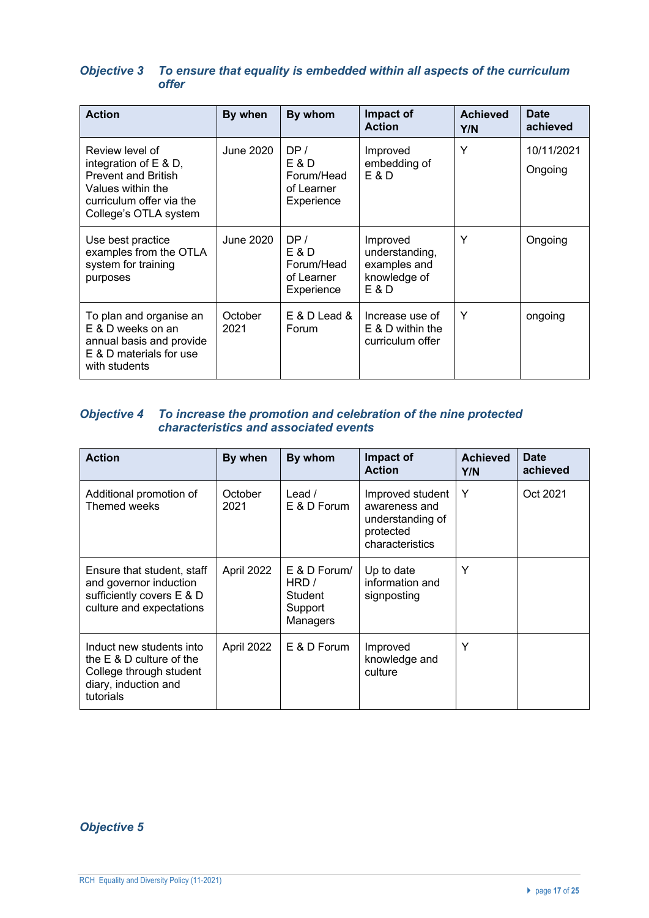### *Objective 3 To ensure that equality is embedded within all aspects of the curriculum offer*

| Action | By when | By whom | Impact of Action | Achieved Y/N | Date achieved |
|---|---|---|---|---|---|
| Review level of integration of E & D, Prevent and British Values within the curriculum offer via the College's OTLA system | June 2020 | DP / E & D Forum/Head of Learner Experience | Improved embedding of E & D | Y | 10/11/2021<br>Ongoing |
| Use best practice examples from the OTLA system for training purposes | June 2020 | DP / E & D Forum/Head of Learner Experience | Improved understanding, examples and knowledge of E & D | Y | Ongoing |
| To plan and organise an E & D weeks on an annual basis and provide E & D materials for use with students | October 2021 | E & D Lead & Forum | Increase use of E & D within the curriculum offer | Y | ongoing |

### *Objective 4 To increase the promotion and celebration of the nine protected characteristics and associated events*

| Action | By when | By whom | Impact of Action | Achieved Y/N | Date achieved |
|---|---|---|---|---|---|
| Additional promotion of Themed weeks | October 2021 | Lead / E & D Forum | Improved student awareness and understanding of protected characteristics | Y | Oct 2021 |
| Ensure that student, staff and governor induction sufficiently covers E & D culture and expectations | April 2022 | E & D Forum/ HRD / Student Support Managers | Up to date information and signposting | Y | |
| Induct new students into the E & D culture of the College through student diary, induction and tutorials | April 2022 | E & D Forum | Improved knowledge and culture | Y | |

### *Objective 5*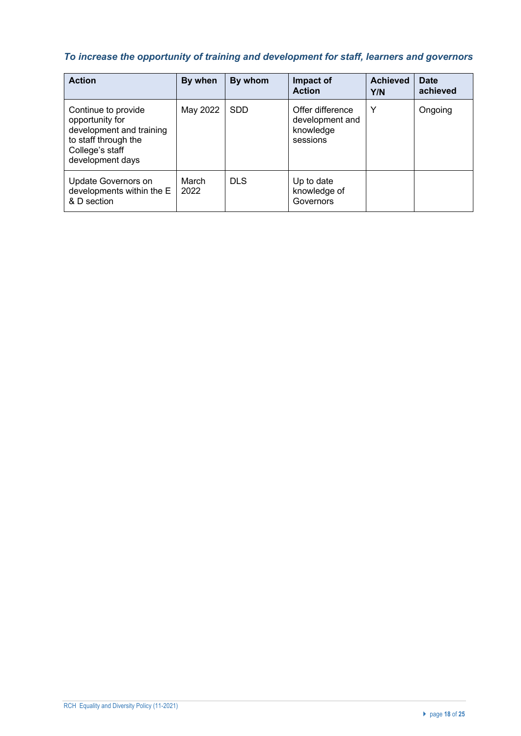***To increase the opportunity of training and development for staff, learners and governors***

| Action | By when | By whom | Impact of Action | Achieved Y/N | Date achieved |
|---|---|---|---|---|---|
| Continue to provide opportunity for development and training to staff through the College's staff development days | May 2022 | SDD | Offer difference development and knowledge sessions | Y | Ongoing |
| Update Governors on developments within the E & D section | March 2022 | DLS | Up to date knowledge of Governors | | |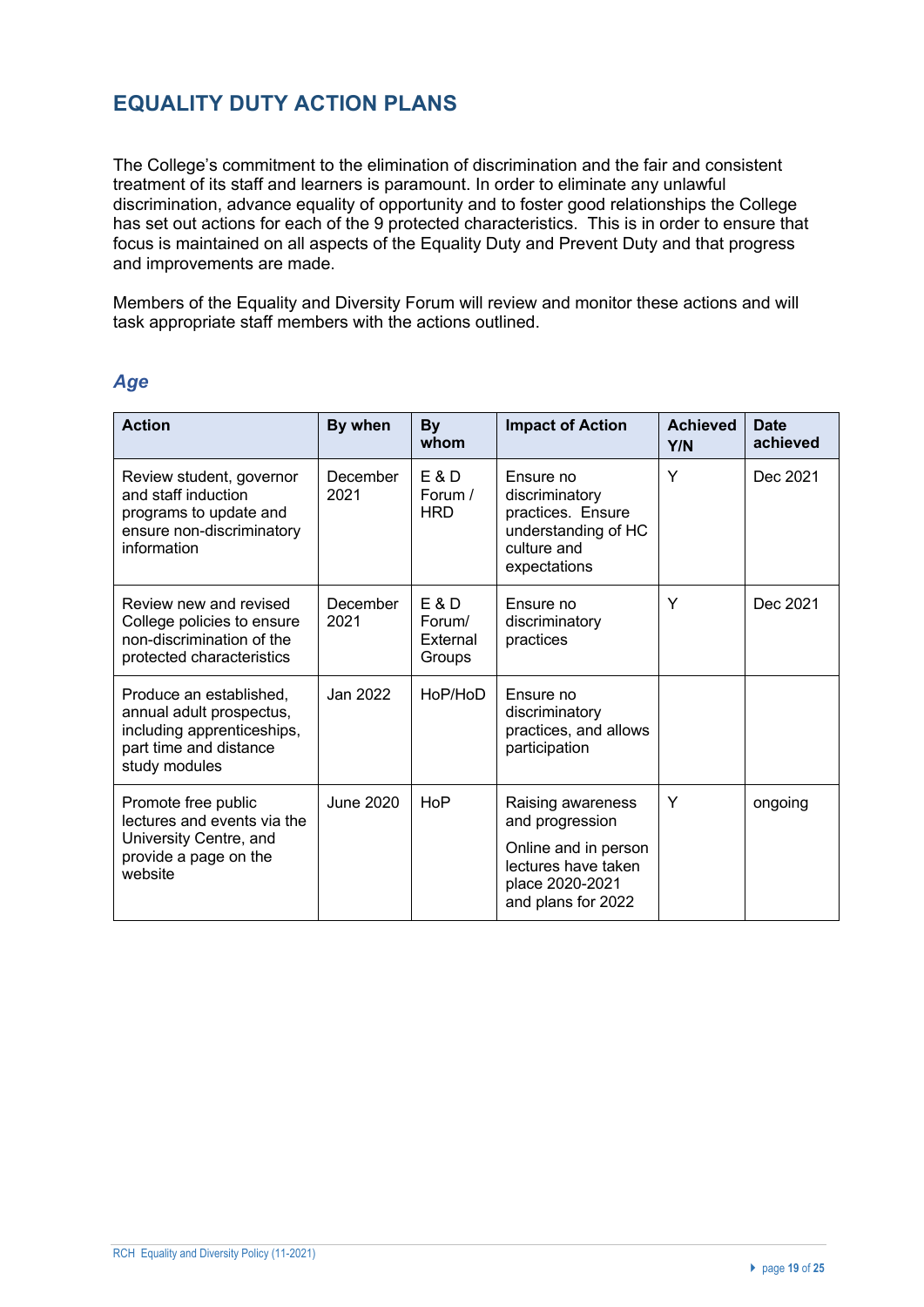## EQUALITY DUTY ACTION PLANS

The College's commitment to the elimination of discrimination and the fair and consistent treatment of its staff and learners is paramount. In order to eliminate any unlawful discrimination, advance equality of opportunity and to foster good relationships the College has set out actions for each of the 9 protected characteristics. This is in order to ensure that focus is maintained on all aspects of the Equality Duty and Prevent Duty and that progress and improvements are made.

Members of the Equality and Diversity Forum will review and monitor these actions and will task appropriate staff members with the actions outlined.

### *Age*

| Action | By when | By whom | Impact of Action | Achieved Y/N | Date achieved |
|---|---|---|---|---|---|
| Review student, governor and staff induction programs to update and ensure non-discriminatory information | December 2021 | E & D Forum / HRD | Ensure no discriminatory practices. Ensure understanding of HC culture and expectations | Y | Dec 2021 |
| Review new and revised College policies to ensure non-discrimination of the protected characteristics | December 2021 | E & D Forum/ External Groups | Ensure no discriminatory practices | Y | Dec 2021 |
| Produce an established, annual adult prospectus, including apprenticeships, part time and distance study modules | Jan 2022 | HoP/HoD | Ensure no discriminatory practices, and allows participation | | |
| Promote free public lectures and events via the University Centre, and provide a page on the website | June 2020 | HoP | Raising awareness and progression<br><br>Online and in person lectures have taken place 2020-2021 and plans for 2022 | Y | ongoing |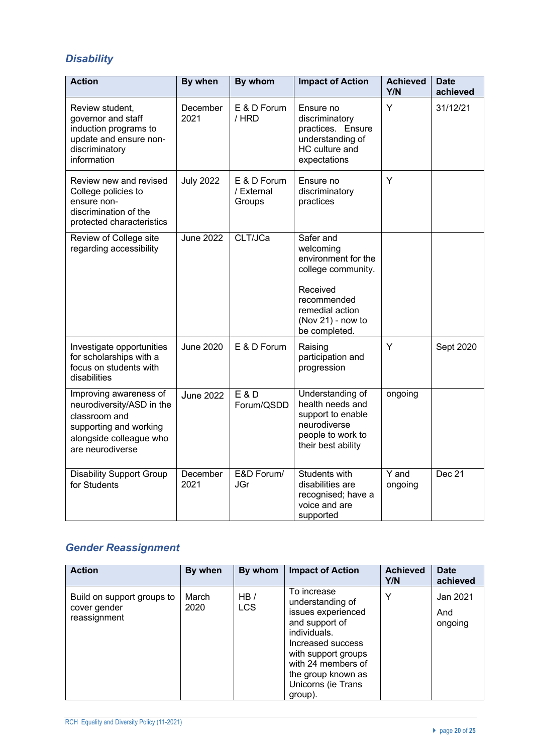## *Disability*

| Action | By when | By whom | Impact of Action | Achieved Y/N | Date achieved |
|---|---|---|---|---|---|
| Review student, governor and staff induction programs to update and ensure non-discriminatory information | December 2021 | E & D Forum / HRD | Ensure no discriminatory practices. Ensure understanding of HC culture and expectations | Y | 31/12/21 |
| Review new and revised College policies to ensure non-discrimination of the protected characteristics | July 2022 | E & D Forum / External Groups | Ensure no discriminatory practices | Y | |
| Review of College site regarding accessibility | June 2022 | CLT/JCa | Safer and welcoming environment for the college community.<br><br>Received recommended remedial action (Nov 21) - now to be completed. | | |
| Investigate opportunities for scholarships with a focus on students with disabilities | June 2020 | E & D Forum | Raising participation and progression | Y | Sept 2020 |
| Improving awareness of neurodiversity/ASD in the classroom and supporting and working alongside colleague who are neurodiverse | June 2022 | E & D Forum/QSDD | Understanding of health needs and support to enable neurodiverse people to work to their best ability | ongoing | |
| Disability Support Group for Students | December 2021 | E&D Forum/ JGr | Students with disabilities are recognised; have a voice and are supported | Y and ongoing | Dec 21 |

## *Gender Reassignment*

| Action | By when | By whom | Impact of Action | Achieved Y/N | Date achieved |
|---|---|---|---|---|---|
| Build on support groups to cover gender reassignment | March 2020 | HB / LCS | To increase understanding of issues experienced and support of individuals. Increased success with support groups with 24 members of the group known as Unicorns (ie Trans group). | Y | Jan 2021<br><br>And ongoing |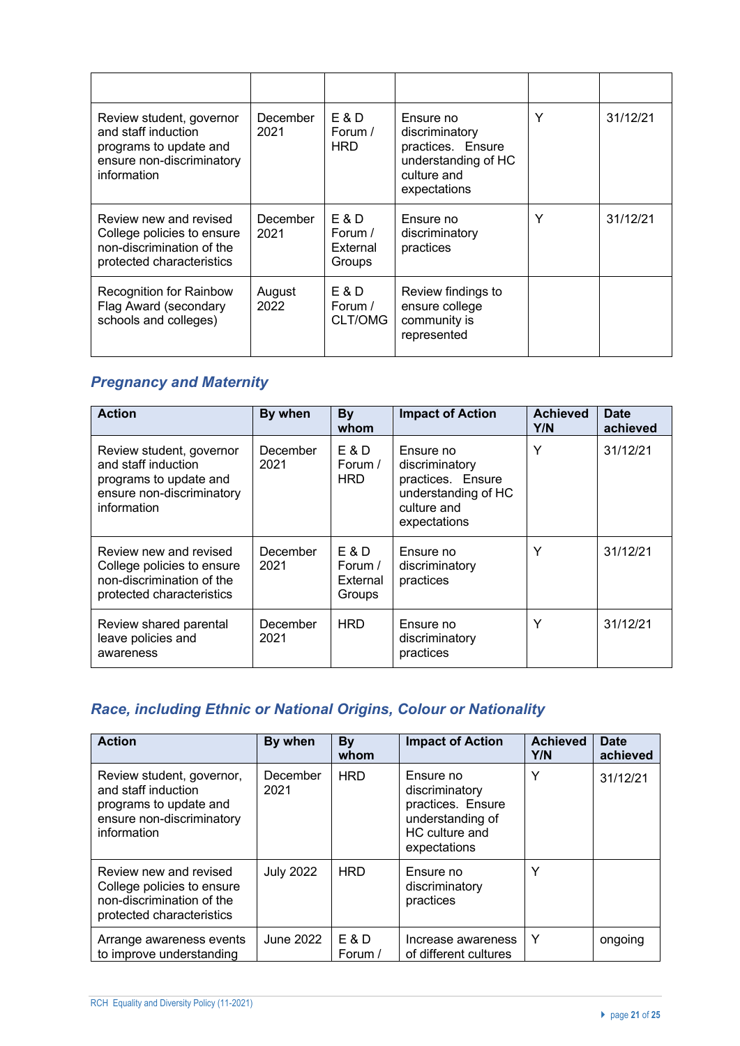| | | | | | |
|---|---|---|---|---|---|
| Review student, governor and staff induction programs to update and ensure non-discriminatory information | December 2021 | E & D Forum / HRD | Ensure no discriminatory practices. Ensure understanding of HC culture and expectations | Y | 31/12/21 |
| Review new and revised College policies to ensure non-discrimination of the protected characteristics | December 2021 | E & D Forum / External Groups | Ensure no discriminatory practices | Y | 31/12/21 |
| Recognition for Rainbow Flag Award (secondary schools and colleges) | August 2022 | E & D Forum / CLT/OMG | Review findings to ensure college community is represented | | |

## *Pregnancy and Maternity*

| Action | By when | By whom | Impact of Action | Achieved Y/N | Date achieved |
|---|---|---|---|---|---|
| Review student, governor and staff induction programs to update and ensure non-discriminatory information | December 2021 | E & D Forum / HRD | Ensure no discriminatory practices. Ensure understanding of HC culture and expectations | Y | 31/12/21 |
| Review new and revised College policies to ensure non-discrimination of the protected characteristics | December 2021 | E & D Forum / External Groups | Ensure no discriminatory practices | Y | 31/12/21 |
| Review shared parental leave policies and awareness | December 2021 | HRD | Ensure no discriminatory practices | Y | 31/12/21 |

## *Race, including Ethnic or National Origins, Colour or Nationality*

| Action | By when | By whom | Impact of Action | Achieved Y/N | Date achieved |
|---|---|---|---|---|---|
| Review student, governor, and staff induction programs to update and ensure non-discriminatory information | December 2021 | HRD | Ensure no discriminatory practices. Ensure understanding of HC culture and expectations | Y | 31/12/21 |
| Review new and revised College policies to ensure non-discrimination of the protected characteristics | July 2022 | HRD | Ensure no discriminatory practices | Y | |
| Arrange awareness events to improve understanding | June 2022 | E & D Forum / | Increase awareness of different cultures | Y | ongoing |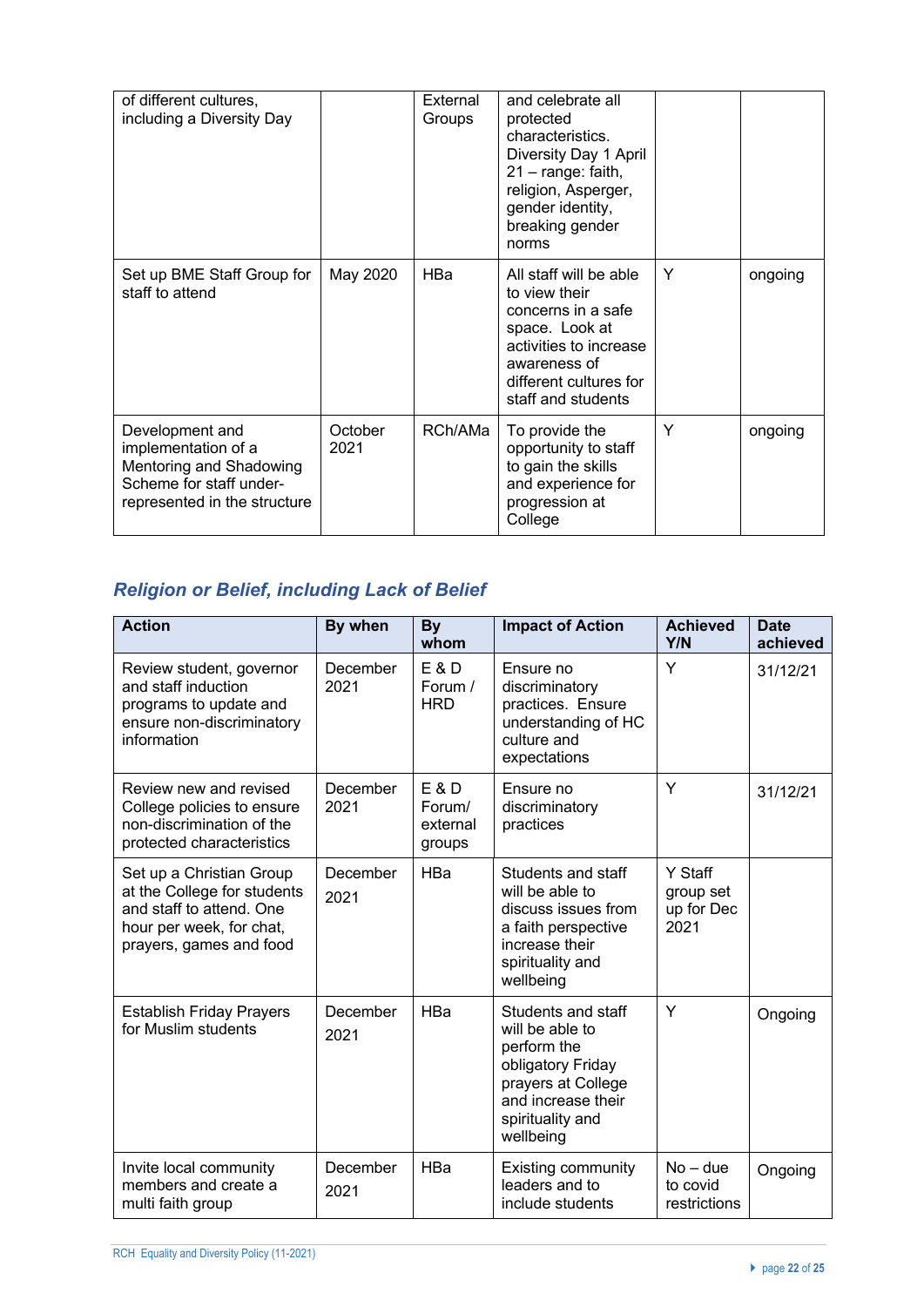| | | | | | |
|---|---|---|---|---|---|
| of different cultures, including a Diversity Day | | External Groups | and celebrate all protected characteristics. Diversity Day 1 April 21 – range: faith, religion, Asperger, gender identity, breaking gender norms | | |
| Set up BME Staff Group for staff to attend | May 2020 | HBa | All staff will be able to view their concerns in a safe space. Look at activities to increase awareness of different cultures for staff and students | Y | ongoing |
| Development and implementation of a Mentoring and Shadowing Scheme for staff under-represented in the structure | October 2021 | RCh/AMa | To provide the opportunity to staff to gain the skills and experience for progression at College | Y | ongoing |

## *Religion or Belief, including Lack of Belief*

| Action | By when | By whom | Impact of Action | Achieved Y/N | Date achieved |
|---|---|---|---|---|---|
| Review student, governor and staff induction programs to update and ensure non-discriminatory information | December 2021 | E & D Forum / HRD | Ensure no discriminatory practices. Ensure understanding of HC culture and expectations | Y | 31/12/21 |
| Review new and revised College policies to ensure non-discrimination of the protected characteristics | December 2021 | E & D Forum/ external groups | Ensure no discriminatory practices | Y | 31/12/21 |
| Set up a Christian Group at the College for students and staff to attend. One hour per week, for chat, prayers, games and food | December 2021 | HBa | Students and staff will be able to discuss issues from a faith perspective increase their spirituality and wellbeing | Y Staff group set up for Dec 2021 | |
| Establish Friday Prayers for Muslim students | December 2021 | HBa | Students and staff will be able to perform the obligatory Friday prayers at College and increase their spirituality and wellbeing | Y | Ongoing |
| Invite local community members and create a multi faith group | December 2021 | HBa | Existing community leaders and to include students | No – due to covid restrictions | Ongoing |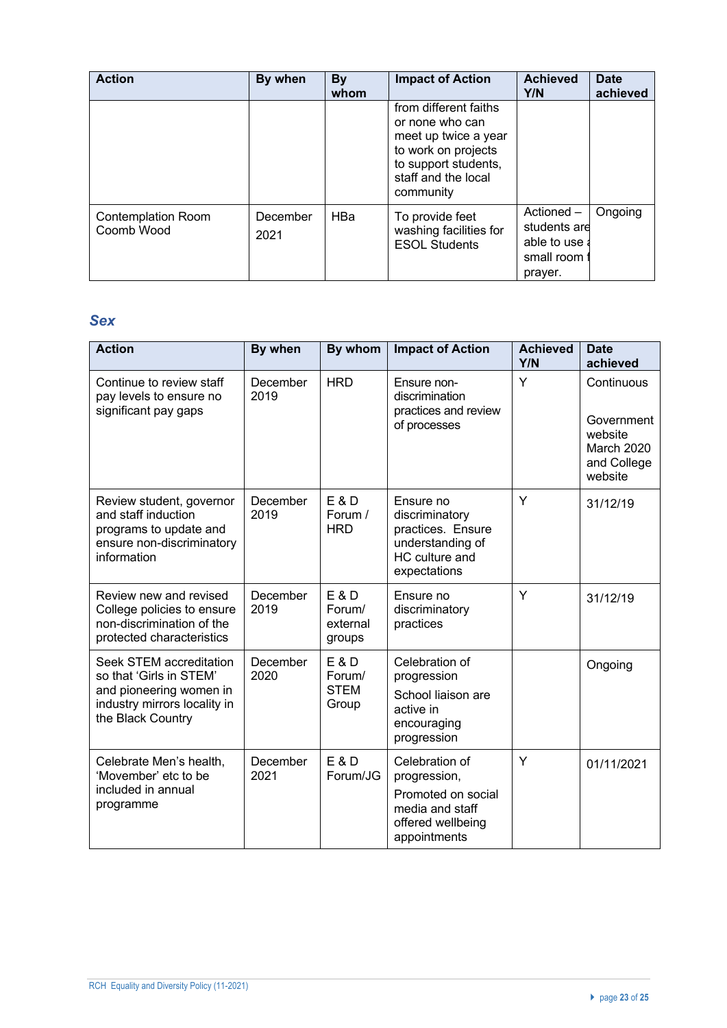| Action | By when | By whom | Impact of Action | Achieved Y/N | Date achieved |
|---|---|---|---|---|---|
| | | | from different faiths or none who can meet up twice a year to work on projects to support students, staff and the local community | | |
| Contemplation Room Coomb Wood | December 2021 | HBa | To provide feet washing facilities for ESOL Students | Actioned – students are able to use a small room f prayer. | Ongoing |

### *Sex*

| Action | By when | By whom | Impact of Action | Achieved Y/N | Date achieved |
|---|---|---|---|---|---|
| Continue to review staff pay levels to ensure no significant pay gaps | December 2019 | HRD | Ensure non-discrimination practices and review of processes | Y | Continuous<br><br>Government website March 2020 and College website |
| Review student, governor and staff induction programs to update and ensure non-discriminatory information | December 2019 | E & D Forum / HRD | Ensure no discriminatory practices. Ensure understanding of HC culture and expectations | Y | 31/12/19 |
| Review new and revised College policies to ensure non-discrimination of the protected characteristics | December 2019 | E & D Forum/ external groups | Ensure no discriminatory practices | Y | 31/12/19 |
| Seek STEM accreditation so that 'Girls in STEM' and pioneering women in industry mirrors locality in the Black Country | December 2020 | E & D Forum/ STEM Group | Celebration of progression<br>School liaison are active in encouraging progression | | Ongoing |
| Celebrate Men's health, 'Movember' etc to be included in annual programme | December 2021 | E & D Forum/JG | Celebration of progression,<br>Promoted on social media and staff offered wellbeing appointments | Y | 01/11/2021 |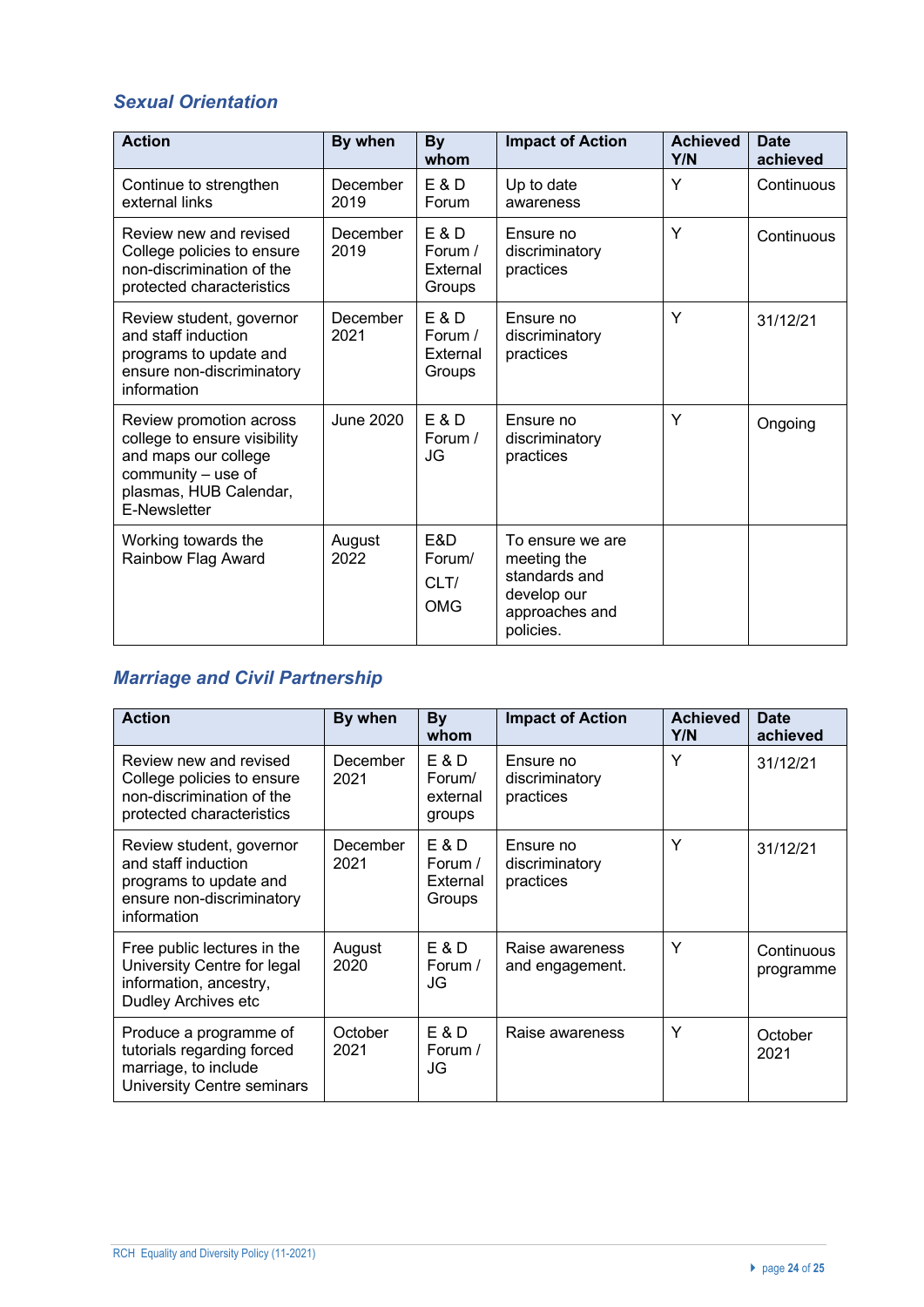## *Sexual Orientation*

| Action | By when | By whom | Impact of Action | Achieved Y/N | Date achieved |
|---|---|---|---|---|---|
| Continue to strengthen external links | December 2019 | E & D Forum | Up to date awareness | Y | Continuous |
| Review new and revised College policies to ensure non-discrimination of the protected characteristics | December 2019 | E & D Forum / External Groups | Ensure no discriminatory practices | Y | Continuous |
| Review student, governor and staff induction programs to update and ensure non-discriminatory information | December 2021 | E & D Forum / External Groups | Ensure no discriminatory practices | Y | 31/12/21 |
| Review promotion across college to ensure visibility and maps our college community – use of plasmas, HUB Calendar, E-Newsletter | June 2020 | E & D Forum / JG | Ensure no discriminatory practices | Y | Ongoing |
| Working towards the Rainbow Flag Award | August 2022 | E&D Forum/ CLT/ OMG | To ensure we are meeting the standards and develop our approaches and policies. | | |

## *Marriage and Civil Partnership*

| Action | By when | By whom | Impact of Action | Achieved Y/N | Date achieved |
|---|---|---|---|---|---|
| Review new and revised College policies to ensure non-discrimination of the protected characteristics | December 2021 | E & D Forum/ external groups | Ensure no discriminatory practices | Y | 31/12/21 |
| Review student, governor and staff induction programs to update and ensure non-discriminatory information | December 2021 | E & D Forum / External Groups | Ensure no discriminatory practices | Y | 31/12/21 |
| Free public lectures in the University Centre for legal information, ancestry, Dudley Archives etc | August 2020 | E & D Forum / JG | Raise awareness and engagement. | Y | Continuous programme |
| Produce a programme of tutorials regarding forced marriage, to include University Centre seminars | October 2021 | E & D Forum / JG | Raise awareness | Y | October 2021 |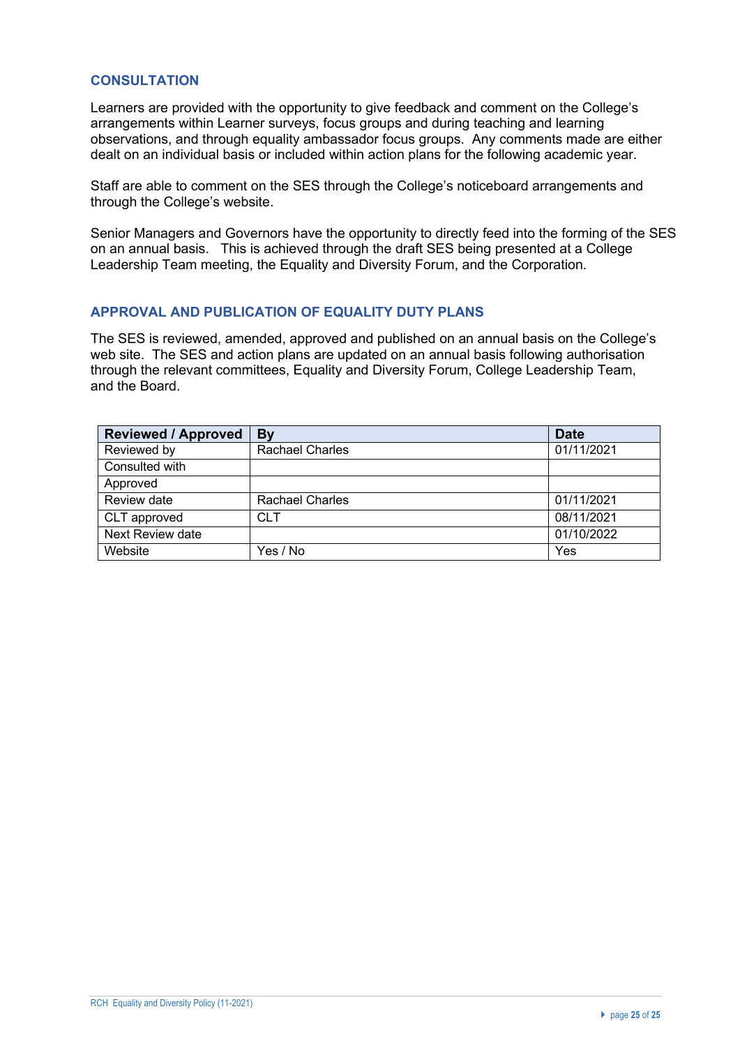## CONSULTATION

Learners are provided with the opportunity to give feedback and comment on the College's arrangements within Learner surveys, focus groups and during teaching and learning observations, and through equality ambassador focus groups. Any comments made are either dealt on an individual basis or included within action plans for the following academic year.

Staff are able to comment on the SES through the College's noticeboard arrangements and through the College's website.

Senior Managers and Governors have the opportunity to directly feed into the forming of the SES on an annual basis. This is achieved through the draft SES being presented at a College Leadership Team meeting, the Equality and Diversity Forum, and the Corporation.

## APPROVAL AND PUBLICATION OF EQUALITY DUTY PLANS

The SES is reviewed, amended, approved and published on an annual basis on the College's web site. The SES and action plans are updated on an annual basis following authorisation through the relevant committees, Equality and Diversity Forum, College Leadership Team, and the Board.

| Reviewed / Approved | By | Date |
|---|---|---|
| Reviewed by | Rachael Charles | 01/11/2021 |
| Consulted with | | |
| Approved | | |
| Review date | Rachael Charles | 01/11/2021 |
| CLT approved | CLT | 08/11/2021 |
| Next Review date | | 01/10/2022 |
| Website | Yes / No | Yes |